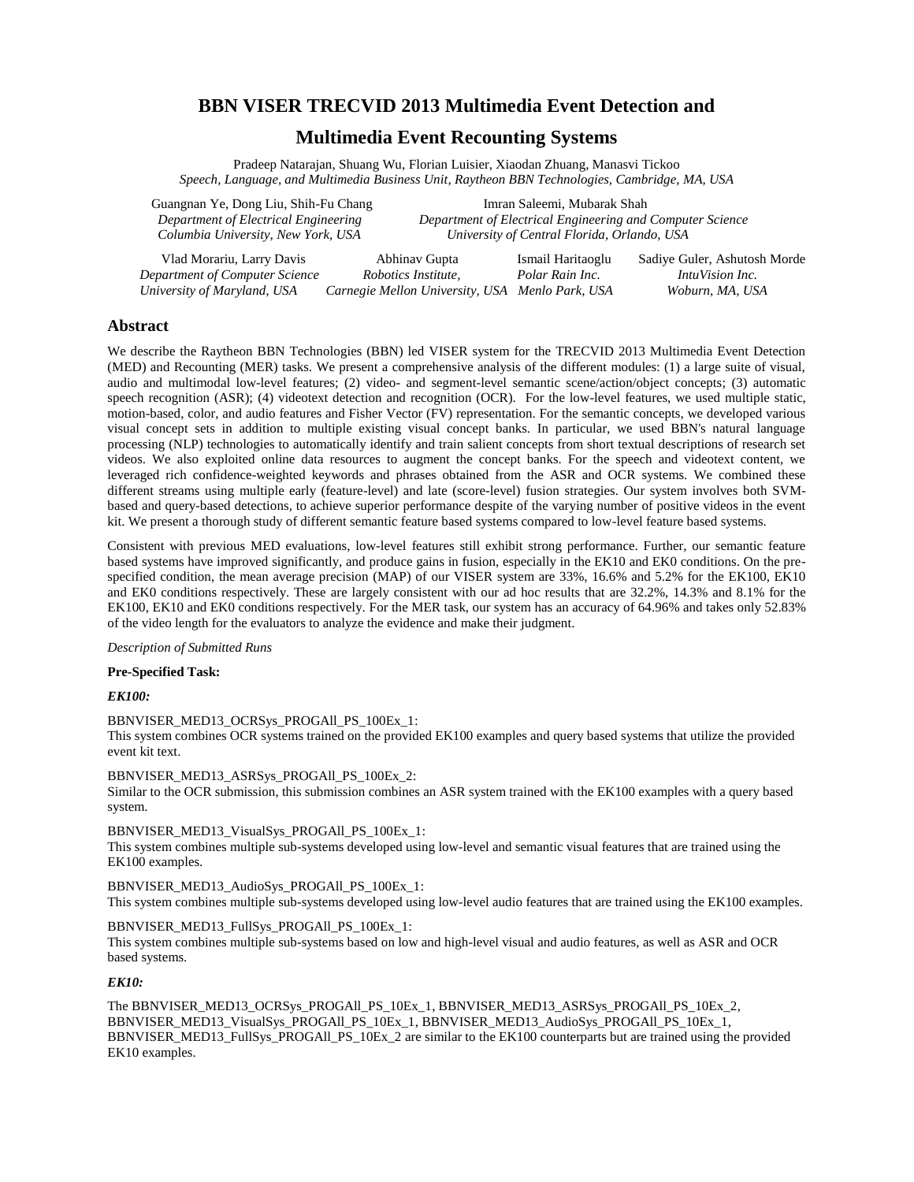# BBN VISER TRECVID 2013 Multimedia Event Detection and Multimedia Event Recounting Systems

Pradeep Natarajan, Shuang Wu, Florian Luisier, Xiaodan Zhuang, Manasvi Tickoo
*Speech, Language, and Multimedia Business Unit, Raytheon BBN Technologies, Cambridge, MA, USA*

Guangnan Ye, Dong Liu, Shih-Fu Chang
*Department of Electrical Engineering*
*Columbia University, New York, USA*

Imran Saleemi, Mubarak Shah
*Department of Electrical Engineering and Computer Science*
*University of Central Florida, Orlando, USA*

Vlad Morariu, Larry Davis
*Department of Computer Science*
*University of Maryland, USA*

Abhinav Gupta
*Robotics Institute,*
*Carnegie Mellon University, USA*

Ismail Haritaoglu
*Polar Rain Inc.*
*Menlo Park, USA*

Sadiye Guler, Ashutosh Morde
*IntuVision Inc.*
*Woburn, MA, USA*

## Abstract

We describe the Raytheon BBN Technologies (BBN) led VISER system for the TRECVID 2013 Multimedia Event Detection (MED) and Recounting (MER) tasks. We present a comprehensive analysis of the different modules: (1) a large suite of visual, audio and multimodal low-level features; (2) video- and segment-level semantic scene/action/object concepts; (3) automatic speech recognition (ASR); (4) videotext detection and recognition (OCR). For the low-level features, we used multiple static, motion-based, color, and audio features and Fisher Vector (FV) representation. For the semantic concepts, we developed various visual concept sets in addition to multiple existing visual concept banks. In particular, we used BBN's natural language processing (NLP) technologies to automatically identify and train salient concepts from short textual descriptions of research set videos. We also exploited online data resources to augment the concept banks. For the speech and videotext content, we leveraged rich confidence-weighted keywords and phrases obtained from the ASR and OCR systems. We combined these different streams using multiple early (feature-level) and late (score-level) fusion strategies. Our system involves both SVM-based and query-based detections, to achieve superior performance despite of the varying number of positive videos in the event kit. We present a thorough study of different semantic feature based systems compared to low-level feature based systems.

Consistent with previous MED evaluations, low-level features still exhibit strong performance. Further, our semantic feature based systems have improved significantly, and produce gains in fusion, especially in the EK10 and EK0 conditions. On the pre-specified condition, the mean average precision (MAP) of our VISER system are 33%, 16.6% and 5.2% for the EK100, EK10 and EK0 conditions respectively. These are largely consistent with our ad hoc results that are 32.2%, 14.3% and 8.1% for the EK100, EK10 and EK0 conditions respectively. For the MER task, our system has an accuracy of 64.96% and takes only 52.83% of the video length for the evaluators to analyze the evidence and make their judgment.

*Description of Submitted Runs*

**Pre-Specified Task:**

***EK100:***

BBNVISER_MED13_OCRSys_PROGAll_PS_100Ex_1:
This system combines OCR systems trained on the provided EK100 examples and query based systems that utilize the provided event kit text.

BBNVISER_MED13_ASRSys_PROGAll_PS_100Ex_2:
Similar to the OCR submission, this submission combines an ASR system trained with the EK100 examples with a query based system.

BBNVISER_MED13_VisualSys_PROGAll_PS_100Ex_1:
This system combines multiple sub-systems developed using low-level and semantic visual features that are trained using the EK100 examples.

BBNVISER_MED13_AudioSys_PROGAll_PS_100Ex_1:
This system combines multiple sub-systems developed using low-level audio features that are trained using the EK100 examples.

BBNVISER_MED13_FullSys_PROGAll_PS_100Ex_1:
This system combines multiple sub-systems based on low and high-level visual and audio features, as well as ASR and OCR based systems.

***EK10:***

The BBNVISER_MED13_OCRSys_PROGAll_PS_10Ex_1, BBNVISER_MED13_ASRSys_PROGAll_PS_10Ex_2, BBNVISER_MED13_VisualSys_PROGAll_PS_10Ex_1, BBNVISER_MED13_AudioSys_PROGAll_PS_10Ex_1, BBNVISER_MED13_FullSys_PROGAll_PS_10Ex_2 are similar to the EK100 counterparts but are trained using the provided EK10 examples.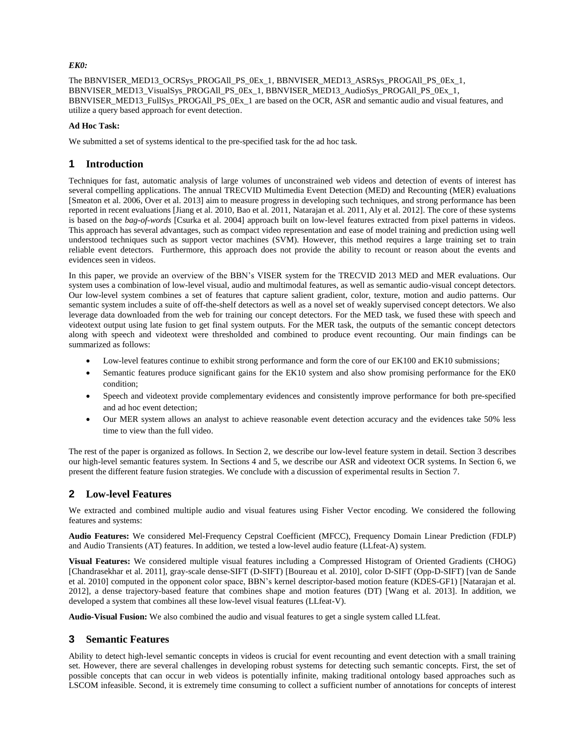***EK0:***

The BBNVISER_MED13_OCRSys_PROGAll_PS_0Ex_1, BBNVISER_MED13_ASRSys_PROGAll_PS_0Ex_1, BBNVISER_MED13_VisualSys_PROGAll_PS_0Ex_1, BBNVISER_MED13_AudioSys_PROGAll_PS_0Ex_1, BBNVISER_MED13_FullSys_PROGAll_PS_0Ex_1 are based on the OCR, ASR and semantic audio and visual features, and utilize a query based approach for event detection.

**Ad Hoc Task:**

We submitted a set of systems identical to the pre-specified task for the ad hoc task.

## 1 Introduction

Techniques for fast, automatic analysis of large volumes of unconstrained web videos and detection of events of interest has several compelling applications. The annual TRECVID Multimedia Event Detection (MED) and Recounting (MER) evaluations [Smeaton et al. 2006, Over et al. 2013] aim to measure progress in developing such techniques, and strong performance has been reported in recent evaluations [Jiang et al. 2010, Bao et al. 2011, Natarajan et al. 2011, Aly et al. 2012]. The core of these systems is based on the *bag-of-words* [Csurka et al. 2004] approach built on low-level features extracted from pixel patterns in videos. This approach has several advantages, such as compact video representation and ease of model training and prediction using well understood techniques such as support vector machines (SVM). However, this method requires a large training set to train reliable event detectors. Furthermore, this approach does not provide the ability to recount or reason about the events and evidences seen in videos.

In this paper, we provide an overview of the BBN's VISER system for the TRECVID 2013 MED and MER evaluations. Our system uses a combination of low-level visual, audio and multimodal features, as well as semantic audio-visual concept detectors. Our low-level system combines a set of features that capture salient gradient, color, texture, motion and audio patterns. Our semantic system includes a suite of off-the-shelf detectors as well as a novel set of weakly supervised concept detectors. We also leverage data downloaded from the web for training our concept detectors. For the MED task, we fused these with speech and videotext output using late fusion to get final system outputs. For the MER task, the outputs of the semantic concept detectors along with speech and videotext were thresholded and combined to produce event recounting. Our main findings can be summarized as follows:

- Low-level features continue to exhibit strong performance and form the core of our EK100 and EK10 submissions;
- Semantic features produce significant gains for the EK10 system and also show promising performance for the EK0 condition;
- Speech and videotext provide complementary evidences and consistently improve performance for both pre-specified and ad hoc event detection;
- Our MER system allows an analyst to achieve reasonable event detection accuracy and the evidences take 50% less time to view than the full video.

The rest of the paper is organized as follows. In Section 2, we describe our low-level feature system in detail. Section 3 describes our high-level semantic features system. In Sections 4 and 5, we describe our ASR and videotext OCR systems. In Section 6, we present the different feature fusion strategies. We conclude with a discussion of experimental results in Section 7.

## 2 Low-level Features

We extracted and combined multiple audio and visual features using Fisher Vector encoding. We considered the following features and systems:

**Audio Features:** We considered Mel-Frequency Cepstral Coefficient (MFCC), Frequency Domain Linear Prediction (FDLP) and Audio Transients (AT) features. In addition, we tested a low-level audio feature (LLfeat-A) system.

**Visual Features:** We considered multiple visual features including a Compressed Histogram of Oriented Gradients (CHOG) [Chandrasekhar et al. 2011], gray-scale dense-SIFT (D-SIFT) [Boureau et al. 2010], color D-SIFT (Opp-D-SIFT) [van de Sande et al. 2010] computed in the opponent color space, BBN's kernel descriptor-based motion feature (KDES-GF1) [Natarajan et al. 2012], a dense trajectory-based feature that combines shape and motion features (DT) [Wang et al. 2013]. In addition, we developed a system that combines all these low-level visual features (LLfeat-V).

**Audio-Visual Fusion:** We also combined the audio and visual features to get a single system called LLfeat.

## 3 Semantic Features

Ability to detect high-level semantic concepts in videos is crucial for event recounting and event detection with a small training set. However, there are several challenges in developing robust systems for detecting such semantic concepts. First, the set of possible concepts that can occur in web videos is potentially infinite, making traditional ontology based approaches such as LSCOM infeasible. Second, it is extremely time consuming to collect a sufficient number of annotations for concepts of interest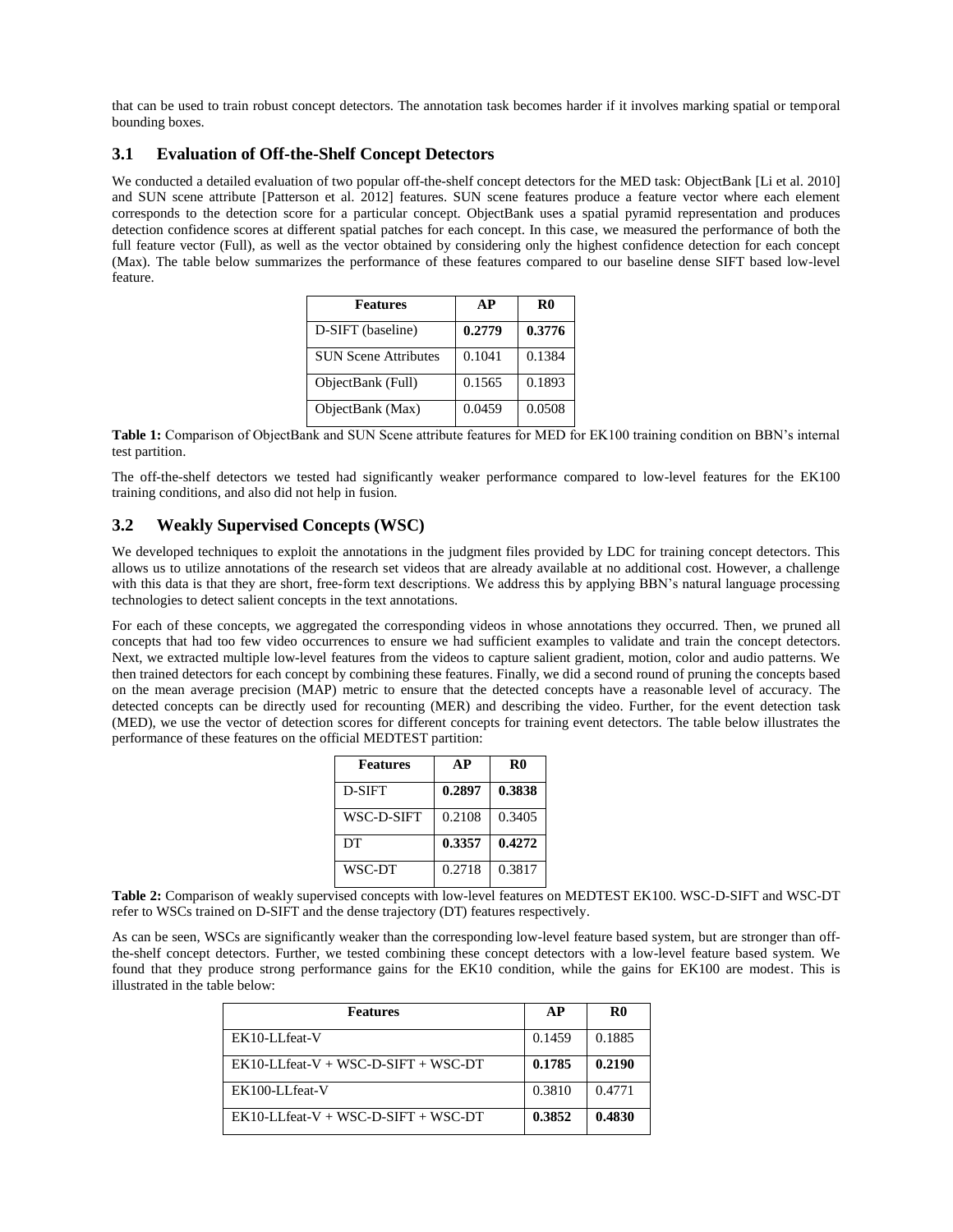that can be used to train robust concept detectors. The annotation task becomes harder if it involves marking spatial or temporal bounding boxes.

### 3.1 Evaluation of Off-the-Shelf Concept Detectors

We conducted a detailed evaluation of two popular off-the-shelf concept detectors for the MED task: ObjectBank [Li et al. 2010] and SUN scene attribute [Patterson et al. 2012] features. SUN scene features produce a feature vector where each element corresponds to the detection score for a particular concept. ObjectBank uses a spatial pyramid representation and produces detection confidence scores at different spatial patches for each concept. In this case, we measured the performance of both the full feature vector (Full), as well as the vector obtained by considering only the highest confidence detection for each concept (Max). The table below summarizes the performance of these features compared to our baseline dense SIFT based low-level feature.

| Features | AP | R0 |
|---|---|---|
| D-SIFT (baseline) | **0.2779** | **0.3776** |
| SUN Scene Attributes | 0.1041 | 0.1384 |
| ObjectBank (Full) | 0.1565 | 0.1893 |
| ObjectBank (Max) | 0.0459 | 0.0508 |

**Table 1:** Comparison of ObjectBank and SUN Scene attribute features for MED for EK100 training condition on BBN's internal test partition.

The off-the-shelf detectors we tested had significantly weaker performance compared to low-level features for the EK100 training conditions, and also did not help in fusion.

### 3.2 Weakly Supervised Concepts (WSC)

We developed techniques to exploit the annotations in the judgment files provided by LDC for training concept detectors. This allows us to utilize annotations of the research set videos that are already available at no additional cost. However, a challenge with this data is that they are short, free-form text descriptions. We address this by applying BBN's natural language processing technologies to detect salient concepts in the text annotations.

For each of these concepts, we aggregated the corresponding videos in whose annotations they occurred. Then, we pruned all concepts that had too few video occurrences to ensure we had sufficient examples to validate and train the concept detectors. Next, we extracted multiple low-level features from the videos to capture salient gradient, motion, color and audio patterns. We then trained detectors for each concept by combining these features. Finally, we did a second round of pruning the concepts based on the mean average precision (MAP) metric to ensure that the detected concepts have a reasonable level of accuracy. The detected concepts can be directly used for recounting (MER) and describing the video. Further, for the event detection task (MED), we use the vector of detection scores for different concepts for training event detectors. The table below illustrates the performance of these features on the official MEDTEST partition:

| Features | AP | R0 |
|---|---|---|
| D-SIFT | **0.2897** | **0.3838** |
| WSC-D-SIFT | 0.2108 | 0.3405 |
| DT | **0.3357** | **0.4272** |
| WSC-DT | 0.2718 | 0.3817 |

**Table 2:** Comparison of weakly supervised concepts with low-level features on MEDTEST EK100. WSC-D-SIFT and WSC-DT refer to WSCs trained on D-SIFT and the dense trajectory (DT) features respectively.

As can be seen, WSCs are significantly weaker than the corresponding low-level feature based system, but are stronger than off-the-shelf concept detectors. Further, we tested combining these concept detectors with a low-level feature based system. We found that they produce strong performance gains for the EK10 condition, while the gains for EK100 are modest. This is illustrated in the table below:

| Features | AP | R0 |
|---|---|---|
| EK10-LLfeat-V | 0.1459 | 0.1885 |
| EK10-LLfeat-V + WSC-D-SIFT + WSC-DT | **0.1785** | **0.2190** |
| EK100-LLfeat-V | 0.3810 | 0.4771 |
| EK10-LLfeat-V + WSC-D-SIFT + WSC-DT | **0.3852** | **0.4830** |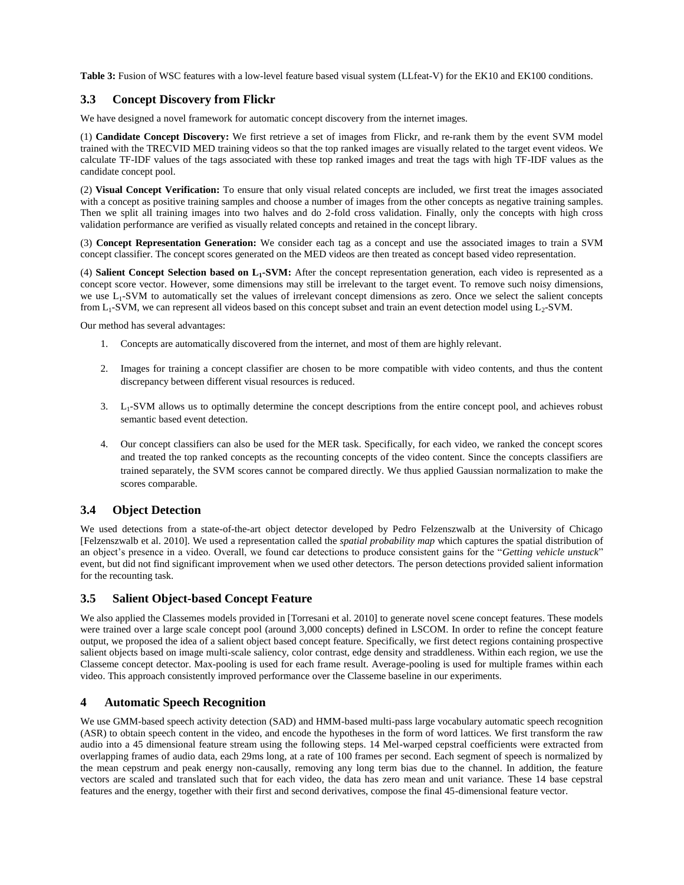**Table 3:** Fusion of WSC features with a low-level feature based visual system (LLfeat-V) for the EK10 and EK100 conditions.

### 3.3 Concept Discovery from Flickr

We have designed a novel framework for automatic concept discovery from the internet images.

(1) **Candidate Concept Discovery:** We first retrieve a set of images from Flickr, and re-rank them by the event SVM model trained with the TRECVID MED training videos so that the top ranked images are visually related to the target event videos. We calculate TF-IDF values of the tags associated with these top ranked images and treat the tags with high TF-IDF values as the candidate concept pool.

(2) **Visual Concept Verification:** To ensure that only visual related concepts are included, we first treat the images associated with a concept as positive training samples and choose a number of images from the other concepts as negative training samples. Then we split all training images into two halves and do 2-fold cross validation. Finally, only the concepts with high cross validation performance are verified as visually related concepts and retained in the concept library.

(3) **Concept Representation Generation:** We consider each tag as a concept and use the associated images to train a SVM concept classifier. The concept scores generated on the MED videos are then treated as concept based video representation.

(4) **Salient Concept Selection based on $L_1$-SVM:** After the concept representation generation, each video is represented as a concept score vector. However, some dimensions may still be irrelevant to the target event. To remove such noisy dimensions, we use $L_1$-SVM to automatically set the values of irrelevant concept dimensions as zero. Once we select the salient concepts from $L_1$-SVM, we can represent all videos based on this concept subset and train an event detection model using $L_2$-SVM.

Our method has several advantages:

1. Concepts are automatically discovered from the internet, and most of them are highly relevant.
2. Images for training a concept classifier are chosen to be more compatible with video contents, and thus the content discrepancy between different visual resources is reduced.
3. $L_1$-SVM allows us to optimally determine the concept descriptions from the entire concept pool, and achieves robust semantic based event detection.
4. Our concept classifiers can also be used for the MER task. Specifically, for each video, we ranked the concept scores and treated the top ranked concepts as the recounting concepts of the video content. Since the concepts classifiers are trained separately, the SVM scores cannot be compared directly. We thus applied Gaussian normalization to make the scores comparable.

### 3.4 Object Detection

We used detections from a state-of-the-art object detector developed by Pedro Felzenszwalb at the University of Chicago [Felzenszwalb et al. 2010]. We used a representation called the *spatial probability map* which captures the spatial distribution of an object's presence in a video. Overall, we found car detections to produce consistent gains for the "*Getting vehicle unstuck*" event, but did not find significant improvement when we used other detectors. The person detections provided salient information for the recounting task.

### 3.5 Salient Object-based Concept Feature

We also applied the Classemes models provided in [Torresani et al. 2010] to generate novel scene concept features. These models were trained over a large scale concept pool (around 3,000 concepts) defined in LSCOM. In order to refine the concept feature output, we proposed the idea of a salient object based concept feature. Specifically, we first detect regions containing prospective salient objects based on image multi-scale saliency, color contrast, edge density and straddleness. Within each region, we use the Classeme concept detector. Max-pooling is used for each frame result. Average-pooling is used for multiple frames within each video. This approach consistently improved performance over the Classeme baseline in our experiments.

## 4 Automatic Speech Recognition

We use GMM-based speech activity detection (SAD) and HMM-based multi-pass large vocabulary automatic speech recognition (ASR) to obtain speech content in the video, and encode the hypotheses in the form of word lattices. We first transform the raw audio into a 45 dimensional feature stream using the following steps. 14 Mel-warped cepstral coefficients were extracted from overlapping frames of audio data, each 29ms long, at a rate of 100 frames per second. Each segment of speech is normalized by the mean cepstrum and peak energy non-causally, removing any long term bias due to the channel. In addition, the feature vectors are scaled and translated such that for each video, the data has zero mean and unit variance. These 14 base cepstral features and the energy, together with their first and second derivatives, compose the final 45-dimensional feature vector.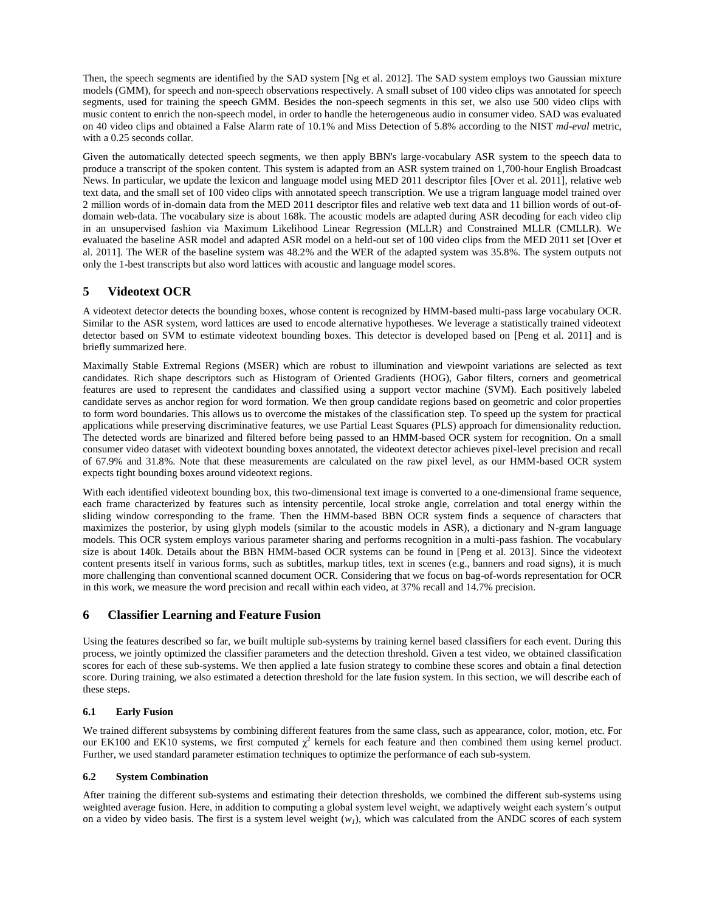Then, the speech segments are identified by the SAD system [Ng et al. 2012]. The SAD system employs two Gaussian mixture models (GMM), for speech and non-speech observations respectively. A small subset of 100 video clips was annotated for speech segments, used for training the speech GMM. Besides the non-speech segments in this set, we also use 500 video clips with music content to enrich the non-speech model, in order to handle the heterogeneous audio in consumer video. SAD was evaluated on 40 video clips and obtained a False Alarm rate of 10.1% and Miss Detection of 5.8% according to the NIST *md-eval* metric, with a 0.25 seconds collar.

Given the automatically detected speech segments, we then apply BBN's large-vocabulary ASR system to the speech data to produce a transcript of the spoken content. This system is adapted from an ASR system trained on 1,700-hour English Broadcast News. In particular, we update the lexicon and language model using MED 2011 descriptor files [Over et al. 2011], relative web text data, and the small set of 100 video clips with annotated speech transcription. We use a trigram language model trained over 2 million words of in-domain data from the MED 2011 descriptor files and relative web text data and 11 billion words of out-of-domain web-data. The vocabulary size is about 168k. The acoustic models are adapted during ASR decoding for each video clip in an unsupervised fashion via Maximum Likelihood Linear Regression (MLLR) and Constrained MLLR (CMLLR). We evaluated the baseline ASR model and adapted ASR model on a held-out set of 100 video clips from the MED 2011 set [Over et al. 2011]. The WER of the baseline system was 48.2% and the WER of the adapted system was 35.8%. The system outputs not only the 1-best transcripts but also word lattices with acoustic and language model scores.

## 5 Videotext OCR

A videotext detector detects the bounding boxes, whose content is recognized by HMM-based multi-pass large vocabulary OCR. Similar to the ASR system, word lattices are used to encode alternative hypotheses. We leverage a statistically trained videotext detector based on SVM to estimate videotext bounding boxes. This detector is developed based on [Peng et al. 2011] and is briefly summarized here.

Maximally Stable Extremal Regions (MSER) which are robust to illumination and viewpoint variations are selected as text candidates. Rich shape descriptors such as Histogram of Oriented Gradients (HOG), Gabor filters, corners and geometrical features are used to represent the candidates and classified using a support vector machine (SVM). Each positively labeled candidate serves as anchor region for word formation. We then group candidate regions based on geometric and color properties to form word boundaries. This allows us to overcome the mistakes of the classification step. To speed up the system for practical applications while preserving discriminative features, we use Partial Least Squares (PLS) approach for dimensionality reduction. The detected words are binarized and filtered before being passed to an HMM-based OCR system for recognition. On a small consumer video dataset with videotext bounding boxes annotated, the videotext detector achieves pixel-level precision and recall of 67.9% and 31.8%. Note that these measurements are calculated on the raw pixel level, as our HMM-based OCR system expects tight bounding boxes around videotext regions.

With each identified videotext bounding box, this two-dimensional text image is converted to a one-dimensional frame sequence, each frame characterized by features such as intensity percentile, local stroke angle, correlation and total energy within the sliding window corresponding to the frame. Then the HMM-based BBN OCR system finds a sequence of characters that maximizes the posterior, by using glyph models (similar to the acoustic models in ASR), a dictionary and N-gram language models. This OCR system employs various parameter sharing and performs recognition in a multi-pass fashion. The vocabulary size is about 140k. Details about the BBN HMM-based OCR systems can be found in [Peng et al. 2013]. Since the videotext content presents itself in various forms, such as subtitles, markup titles, text in scenes (e.g., banners and road signs), it is much more challenging than conventional scanned document OCR. Considering that we focus on bag-of-words representation for OCR in this work, we measure the word precision and recall within each video, at 37% recall and 14.7% precision.

## 6 Classifier Learning and Feature Fusion

Using the features described so far, we built multiple sub-systems by training kernel based classifiers for each event. During this process, we jointly optimized the classifier parameters and the detection threshold. Given a test video, we obtained classification scores for each of these sub-systems. We then applied a late fusion strategy to combine these scores and obtain a final detection score. During training, we also estimated a detection threshold for the late fusion system. In this section, we will describe each of these steps.

### 6.1 Early Fusion

We trained different subsystems by combining different features from the same class, such as appearance, color, motion, etc. For our EK100 and EK10 systems, we first computed $\chi^2$ kernels for each feature and then combined them using kernel product. Further, we used standard parameter estimation techniques to optimize the performance of each sub-system.

### 6.2 System Combination

After training the different sub-systems and estimating their detection thresholds, we combined the different sub-systems using weighted average fusion. Here, in addition to computing a global system level weight, we adaptively weight each system's output on a video by video basis. The first is a system level weight ($w_1$), which was calculated from the ANDC scores of each system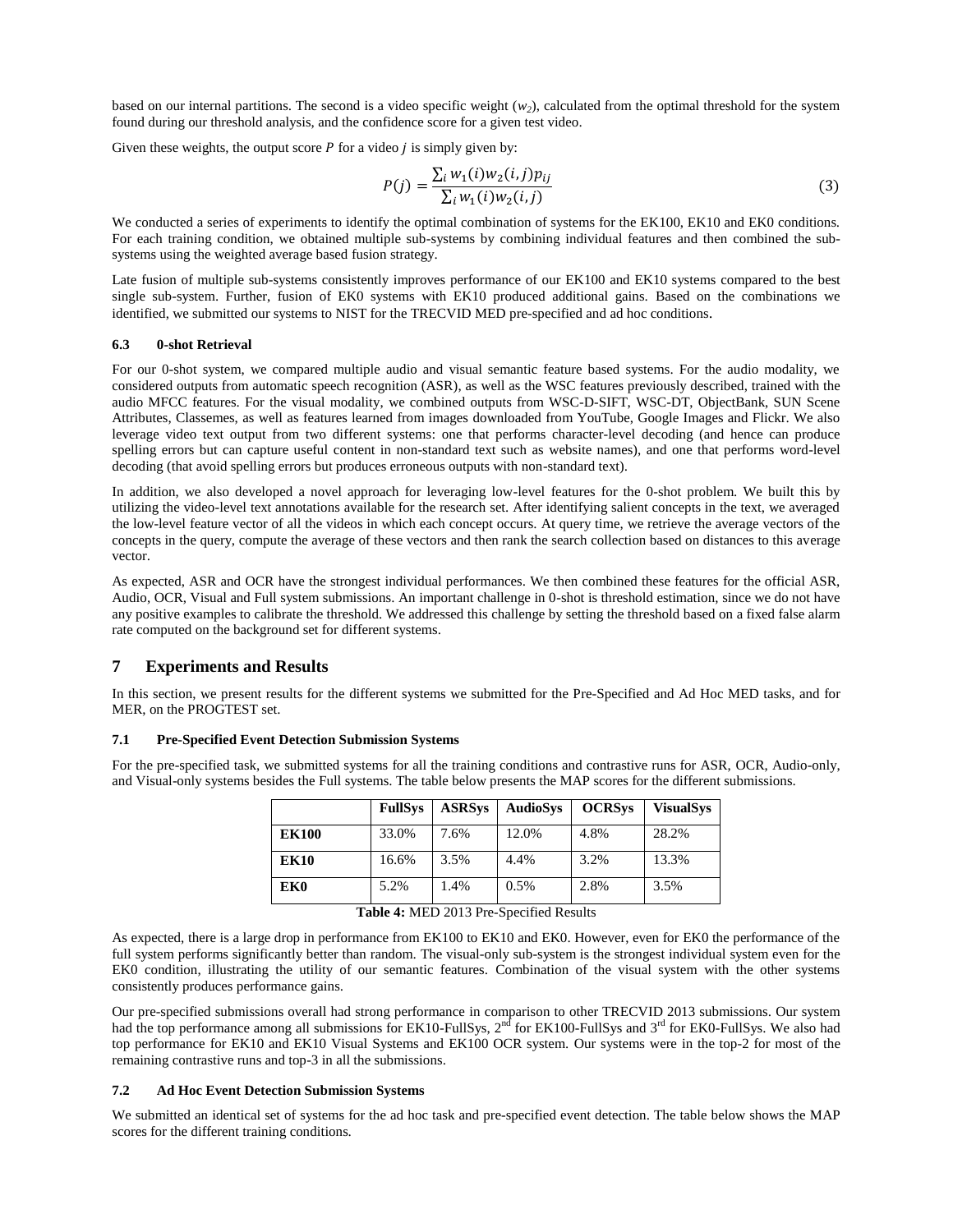based on our internal partitions. The second is a video specific weight ($w_2$), calculated from the optimal threshold for the system found during our threshold analysis, and the confidence score for a given test video.

Given these weights, the output score $P$ for a video $j$ is simply given by:

$$P(j) = \frac{\sum_i w_1(i) w_2(i,j) p_{ij}}{\sum_i w_1(i) w_2(i,j)} \tag{3}$$

We conducted a series of experiments to identify the optimal combination of systems for the EK100, EK10 and EK0 conditions. For each training condition, we obtained multiple sub-systems by combining individual features and then combined the sub-systems using the weighted average based fusion strategy.

Late fusion of multiple sub-systems consistently improves performance of our EK100 and EK10 systems compared to the best single sub-system. Further, fusion of EK0 systems with EK10 produced additional gains. Based on the combinations we identified, we submitted our systems to NIST for the TRECVID MED pre-specified and ad hoc conditions.

### 6.3 0-shot Retrieval

For our 0-shot system, we compared multiple audio and visual semantic feature based systems. For the audio modality, we considered outputs from automatic speech recognition (ASR), as well as the WSC features previously described, trained with the audio MFCC features. For the visual modality, we combined outputs from WSC-D-SIFT, WSC-DT, ObjectBank, SUN Scene Attributes, Classemes, as well as features learned from images downloaded from YouTube, Google Images and Flickr. We also leverage video text output from two different systems: one that performs character-level decoding (and hence can produce spelling errors but can capture useful content in non-standard text such as website names), and one that performs word-level decoding (that avoid spelling errors but produces erroneous outputs with non-standard text).

In addition, we also developed a novel approach for leveraging low-level features for the 0-shot problem. We built this by utilizing the video-level text annotations available for the research set. After identifying salient concepts in the text, we averaged the low-level feature vector of all the videos in which each concept occurs. At query time, we retrieve the average vectors of the concepts in the query, compute the average of these vectors and then rank the search collection based on distances to this average vector.

As expected, ASR and OCR have the strongest individual performances. We then combined these features for the official ASR, Audio, OCR, Visual and Full system submissions. An important challenge in 0-shot is threshold estimation, since we do not have any positive examples to calibrate the threshold. We addressed this challenge by setting the threshold based on a fixed false alarm rate computed on the background set for different systems.

## 7 Experiments and Results

In this section, we present results for the different systems we submitted for the Pre-Specified and Ad Hoc MED tasks, and for MER, on the PROGTEST set.

### 7.1 Pre-Specified Event Detection Submission Systems

For the pre-specified task, we submitted systems for all the training conditions and contrastive runs for ASR, OCR, Audio-only, and Visual-only systems besides the Full systems. The table below presents the MAP scores for the different submissions.

| | **FullSys** | **ASRSys** | **AudioSys** | **OCRSys** | **VisualSys** |
|---|---|---|---|---|---|
| **EK100** | 33.0% | 7.6% | 12.0% | 4.8% | 28.2% |
| **EK10** | 16.6% | 3.5% | 4.4% | 3.2% | 13.3% |
| **EK0** | 5.2% | 1.4% | 0.5% | 2.8% | 3.5% |

**Table 4:** MED 2013 Pre-Specified Results

As expected, there is a large drop in performance from EK100 to EK10 and EK0. However, even for EK0 the performance of the full system performs significantly better than random. The visual-only sub-system is the strongest individual system even for the EK0 condition, illustrating the utility of our semantic features. Combination of the visual system with the other systems consistently produces performance gains.

Our pre-specified submissions overall had strong performance in comparison to other TRECVID 2013 submissions. Our system had the top performance among all submissions for EK10-FullSys, 2nd for EK100-FullSys and 3rd for EK0-FullSys. We also had top performance for EK10 and EK10 Visual Systems and EK100 OCR system. Our systems were in the top-2 for most of the remaining contrastive runs and top-3 in all the submissions.

### 7.2 Ad Hoc Event Detection Submission Systems

We submitted an identical set of systems for the ad hoc task and pre-specified event detection. The table below shows the MAP scores for the different training conditions.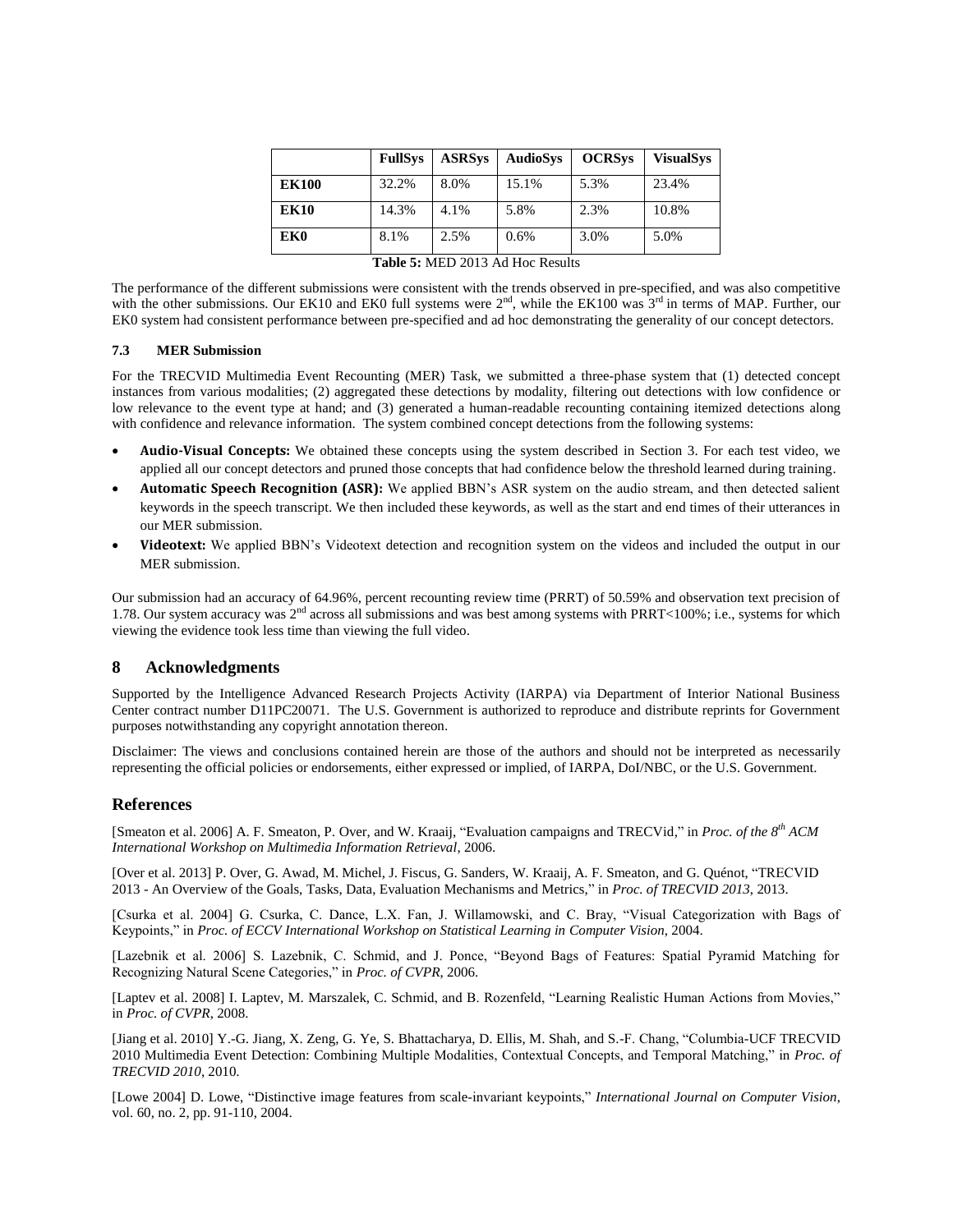| | FullSys | ASRSys | AudioSys | OCRSys | VisualSys |
|---|---|---|---|---|---|
| **EK100** | 32.2% | 8.0% | 15.1% | 5.3% | 23.4% |
| **EK10** | 14.3% | 4.1% | 5.8% | 2.3% | 10.8% |
| **EK0** | 8.1% | 2.5% | 0.6% | 3.0% | 5.0% |

**Table 5:** MED 2013 Ad Hoc Results

The performance of the different submissions were consistent with the trends observed in pre-specified, and was also competitive with the other submissions. Our EK10 and EK0 full systems were 2nd, while the EK100 was 3rd in terms of MAP. Further, our EK0 system had consistent performance between pre-specified and ad hoc demonstrating the generality of our concept detectors.

#### 7.3 MER Submission

For the TRECVID Multimedia Event Recounting (MER) Task, we submitted a three-phase system that (1) detected concept instances from various modalities; (2) aggregated these detections by modality, filtering out detections with low confidence or low relevance to the event type at hand; and (3) generated a human-readable recounting containing itemized detections along with confidence and relevance information. The system combined concept detections from the following systems:

- **Audio-Visual Concepts:** We obtained these concepts using the system described in Section 3. For each test video, we applied all our concept detectors and pruned those concepts that had confidence below the threshold learned during training.
- **Automatic Speech Recognition (ASR):** We applied BBN's ASR system on the audio stream, and then detected salient keywords in the speech transcript. We then included these keywords, as well as the start and end times of their utterances in our MER submission.
- **Videotext:** We applied BBN's Videotext detection and recognition system on the videos and included the output in our MER submission.

Our submission had an accuracy of 64.96%, percent recounting review time (PRRT) of 50.59% and observation text precision of 1.78. Our system accuracy was 2nd across all submissions and was best among systems with PRRT<100%; i.e., systems for which viewing the evidence took less time than viewing the full video.

## 8 Acknowledgments

Supported by the Intelligence Advanced Research Projects Activity (IARPA) via Department of Interior National Business Center contract number D11PC20071. The U.S. Government is authorized to reproduce and distribute reprints for Government purposes notwithstanding any copyright annotation thereon.

Disclaimer: The views and conclusions contained herein are those of the authors and should not be interpreted as necessarily representing the official policies or endorsements, either expressed or implied, of IARPA, DoI/NBC, or the U.S. Government.

## References

[Smeaton et al. 2006] A. F. Smeaton, P. Over, and W. Kraaij, "Evaluation campaigns and TRECVid," in *Proc. of the 8th ACM International Workshop on Multimedia Information Retrieval*, 2006.

[Over et al. 2013] P. Over, G. Awad, M. Michel, J. Fiscus, G. Sanders, W. Kraaij, A. F. Smeaton, and G. Quénot, "TRECVID 2013 - An Overview of the Goals, Tasks, Data, Evaluation Mechanisms and Metrics," in *Proc. of TRECVID 2013*, 2013.

[Csurka et al. 2004] G. Csurka, C. Dance, L.X. Fan, J. Willamowski, and C. Bray, "Visual Categorization with Bags of Keypoints," in *Proc. of ECCV International Workshop on Statistical Learning in Computer Vision*, 2004.

[Lazebnik et al. 2006] S. Lazebnik, C. Schmid, and J. Ponce, "Beyond Bags of Features: Spatial Pyramid Matching for Recognizing Natural Scene Categories," in *Proc. of CVPR*, 2006.

[Laptev et al. 2008] I. Laptev, M. Marszalek, C. Schmid, and B. Rozenfeld, "Learning Realistic Human Actions from Movies," in *Proc. of CVPR*, 2008.

[Jiang et al. 2010] Y.-G. Jiang, X. Zeng, G. Ye, S. Bhattacharya, D. Ellis, M. Shah, and S.-F. Chang, "Columbia-UCF TRECVID 2010 Multimedia Event Detection: Combining Multiple Modalities, Contextual Concepts, and Temporal Matching," in *Proc. of TRECVID 2010*, 2010.

[Lowe 2004] D. Lowe, "Distinctive image features from scale-invariant keypoints," *International Journal on Computer Vision*, vol. 60, no. 2, pp. 91-110, 2004.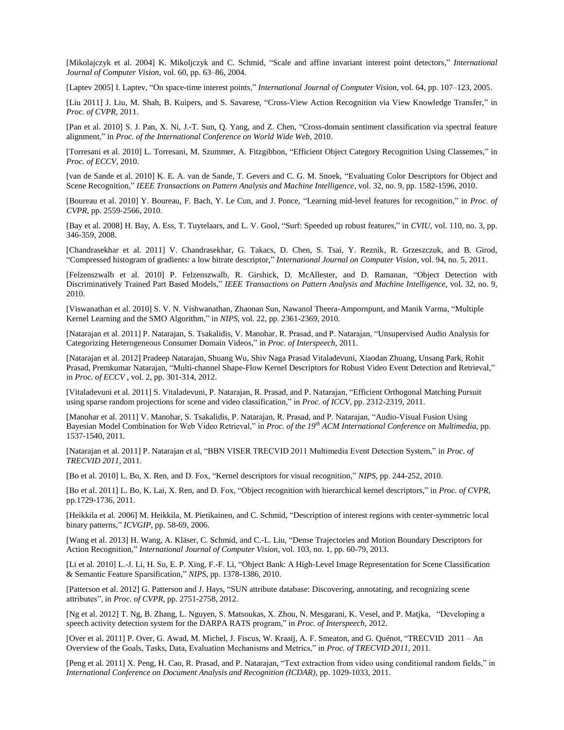[Mikolajczyk et al. 2004] K. Mikoljczyk and C. Schmid, "Scale and affine invariant interest point detectors," *International Journal of Computer Vision*, vol. 60, pp. 63–86, 2004.

[Laptev 2005] I. Laptev, "On space-time interest points," *International Journal of Computer Vision*, vol. 64, pp. 107–123, 2005.

[Liu 2011] J. Liu, M. Shah, B. Kuipers, and S. Savarese, "Cross-View Action Recognition via View Knowledge Transfer," in *Proc. of CVPR*, 2011.

[Pan et al. 2010] S. J. Pan, X. Ni, J.-T. Sun, Q. Yang, and Z. Chen, "Cross-domain sentiment classification via spectral feature alignment," in *Proc. of the International Conference on World Wide Web*, 2010.

[Torresani et al. 2010] L. Torresani, M. Szummer, A. Fitzgibbon, "Efficient Object Category Recognition Using Classemes," in *Proc. of ECCV*, 2010.

[van de Sande et al. 2010] K. E. A. van de Sande, T. Gevers and C. G. M. Snoek, "Evaluating Color Descriptors for Object and Scene Recognition," *IEEE Transactions on Pattern Analysis and Machine Intelligence*, vol. 32, no. 9, pp. 1582-1596, 2010.

[Boureau et al. 2010] Y. Boureau, F. Bach, Y. Le Cun, and J. Ponce, "Learning mid-level features for recognition," in *Proc. of CVPR*, pp. 2559-2566, 2010.

[Bay et al. 2008] H. Bay, A. Ess, T. Tuytelaars, and L. V. Gool, "Surf: Speeded up robust features," in *CVIU*, vol. 110, no. 3, pp. 346-359, 2008.

[Chandrasekhar et al. 2011] V. Chandrasekhar, G. Takacs, D. Chen, S. Tsai, Y. Reznik, R. Grzeszczuk, and B. Girod, "Compressed histogram of gradients: a low bitrate descriptor," *International Journal on Computer Vision*, vol. 94, no. 5, 2011.

[Felzenszwalb et al. 2010] P. Felzenszwalb, R. Girshick, D. McAllester, and D. Ramanan, "Object Detection with Discriminatively Trained Part Based Models," *IEEE Transactions on Pattern Analysis and Machine Intelligence*, vol. 32, no. 9, 2010.

[Viswanathan et al. 2010] S. V. N. Vishwanathan, Zhaonan Sun, Nawanol Theera-Ampornpunt, and Manik Varma, "Multiple Kernel Learning and the SMO Algorithm," in *NIPS*, vol. 22, pp. 2361-2369, 2010.

[Natarajan et al. 2011] P. Natarajan, S. Tsakalidis, V. Manohar, R. Prasad, and P. Natarajan, "Unsupervised Audio Analysis for Categorizing Heterogeneous Consumer Domain Videos," in *Proc. of Interspeech*, 2011.

[Natarajan et al. 2012] Pradeep Natarajan, Shuang Wu, Shiv Naga Prasad Vitaladevuni, Xiaodan Zhuang, Unsang Park, Rohit Prasad, Premkumar Natarajan, "Multi-channel Shape-Flow Kernel Descriptors for Robust Video Event Detection and Retrieval," in *Proc. of ECCV* , vol. 2, pp. 301-314, 2012.

[Vitaladevuni et al. 2011] S. Vitaladevuni, P. Natarajan, R. Prasad, and P. Natarajan, "Efficient Orthogonal Matching Pursuit using sparse random projections for scene and video classification," in *Proc. of ICCV*, pp. 2312-2319, 2011.

[Manohar et al. 2011] V. Manohar, S. Tsakalidis, P. Natarajan, R. Prasad, and P. Natarajan, "Audio-Visual Fusion Using Bayesian Model Combination for Web Video Retrieval," in *Proc. of the 19th ACM International Conference on Multimedia*, pp. 1537-1540, 2011.

[Natarajan et al. 2011] P. Natarajan et al, "BBN VISER TRECVID 2011 Multimedia Event Detection System," in *Proc. of TRECVID 2011*, 2011.

[Bo et al. 2010] L. Bo, X. Ren, and D. Fox, "Kernel descriptors for visual recognition," *NIPS*, pp. 244-252, 2010.

[Bo et al. 2011] L. Bo, K. Lai, X. Ren, and D. Fox, "Object recognition with hierarchical kernel descriptors," in *Proc. of CVPR*, pp.1729-1736, 2011.

[Heikkila et al. 2006] M. Heikkila, M. Pietikainen, and C. Schmid, "Description of interest regions with center-symmetric local binary patterns," *ICVGIP*, pp. 58-69, 2006.

[Wang et al. 2013] H. Wang, A. Kläser, C. Schmid, and C.-L. Liu, "Dense Trajectories and Motion Boundary Descriptors for Action Recognition," *International Journal of Computer Vision*, vol. 103, no. 1, pp. 60-79, 2013.

[Li et al. 2010] L.-J. Li, H. Su, E. P. Xing, F.-F. Li, "Object Bank: A High-Level Image Representation for Scene Classification & Semantic Feature Sparsification," *NIPS*, pp. 1378-1386, 2010.

[Patterson et al. 2012] G. Patterson and J. Hays, "SUN attribute database: Discovering, annotating, and recognizing scene attributes", in *Proc. of CVPR*, pp. 2751-2758, 2012.

[Ng et al. 2012] T. Ng, B. Zhang, L. Nguyen, S. Matsoukas, X. Zhou, N. Mesgarani, K. Vesel, and P. Matjka, "Developing a speech activity detection system for the DARPA RATS program," in *Proc. of Interspeech*, 2012.

[Over et al. 2011] P. Over, G. Awad, M. Michel, J. Fiscus, W. Kraaij, A. F. Smeaton, and G. Quénot, "TRECVID 2011 – An Overview of the Goals, Tasks, Data, Evaluation Mechanisms and Metrics," in *Proc. of TRECVID 2011*, 2011.

[Peng et al. 2011] X. Peng, H. Cao, R. Prasad, and P. Natarajan, "Text extraction from video using conditional random fields," in *International Conference on Document Analysis and Recognition (ICDAR)*, pp. 1029-1033, 2011.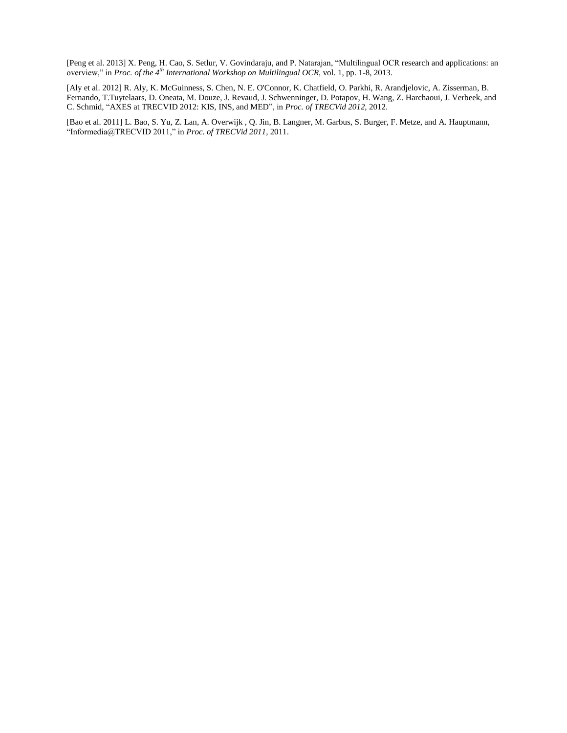[Peng et al. 2013] X. Peng, H. Cao, S. Setlur, V. Govindaraju, and P. Natarajan, "Multilingual OCR research and applications: an overview," in *Proc. of the 4th International Workshop on Multilingual OCR*, vol. 1, pp. 1-8, 2013.

[Aly et al. 2012] R. Aly, K. McGuinness, S. Chen, N. E. O'Connor, K. Chatfield, O. Parkhi, R. Arandjelovic, A. Zisserman, B. Fernando, T.Tuytelaars, D. Oneata, M. Douze, J. Revaud, J. Schwenninger, D. Potapov, H. Wang, Z. Harchaoui, J. Verbeek, and C. Schmid, "AXES at TRECVID 2012: KIS, INS, and MED", in *Proc. of TRECVid 2012*, 2012.

[Bao et al. 2011] L. Bao, S. Yu, Z. Lan, A. Overwijk , Q. Jin, B. Langner, M. Garbus, S. Burger, F. Metze, and A. Hauptmann, "Informedia@TRECVID 2011," in *Proc. of TRECVid 2011*, 2011.